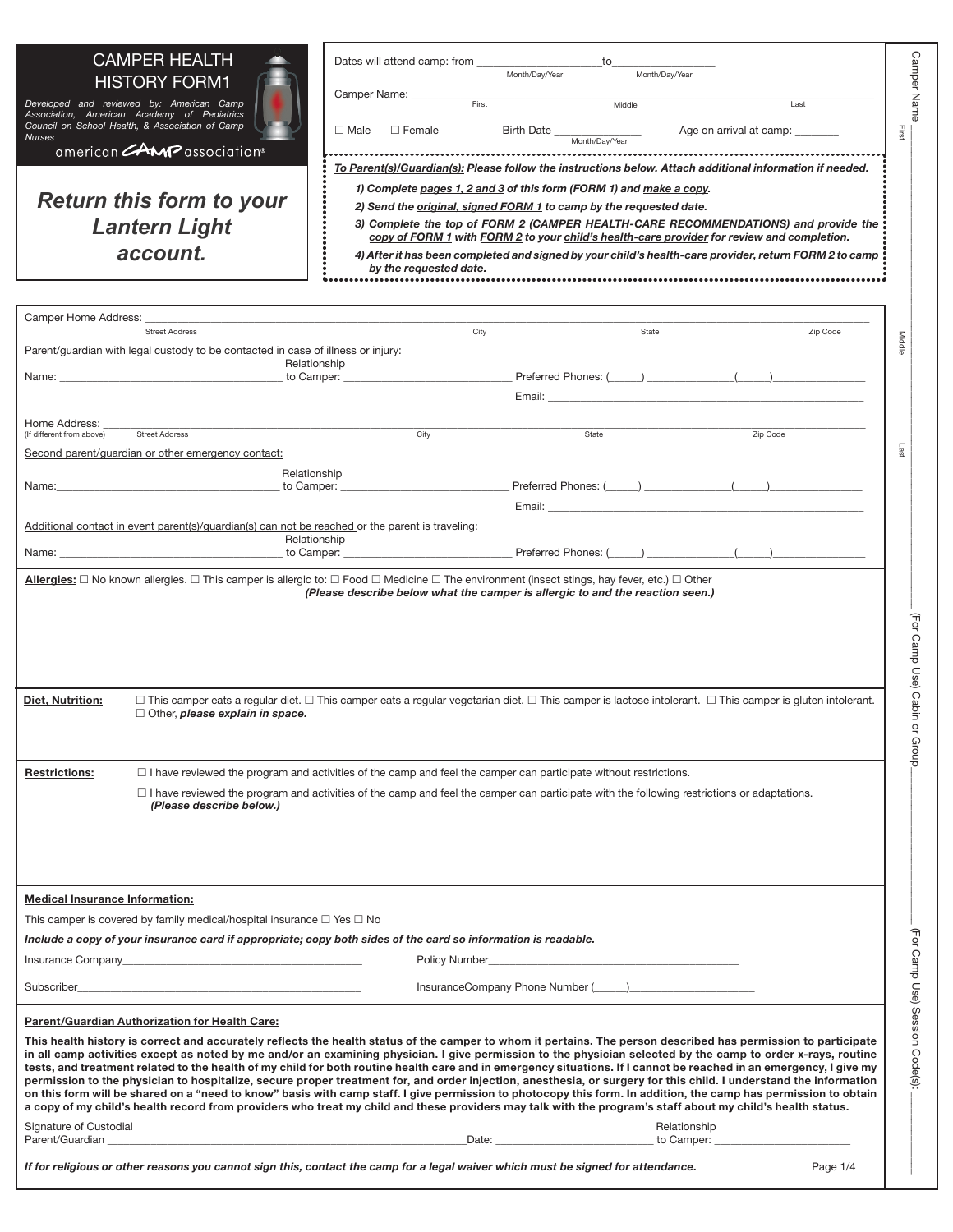# CAMPER HEALTH HISTORY FORM1

*Developed and reviewed by: American Camp Association, American Academy of Pediatrics Council on School Health, & Association of Camp Nurses*

american CAMP association®

***Return this form to your Lantern Light account.***

Dates will attend camp: from ______________________ to __________________
Month/Day/Year Month/Day/Year

Camper Name: ____________________________________________________________
First Middle Last

☐ Male ☐ Female Birth Date _______________ Age on arrival at camp: ________
Month/Day/Year

***To Parent(s)/Guardian(s): Please follow the instructions below. Attach additional information if needed.***

1. ***Complete pages 1, 2 and 3 of this form (FORM 1) and make a copy.***
2. ***Send the original, signed FORM 1 to camp by the requested date.***
3. ***Complete the top of FORM 2 (CAMPER HEALTH-CARE RECOMMENDATIONS) and provide the copy of FORM 1 with FORM 2 to your child's health-care provider for review and completion.***
4. ***After it has been completed and signed by your child's health-care provider, return FORM 2 to camp by the requested date.***

Camper Name ______________________ First ______________________ Middle ______________________ Last

(For Camp Use) Cabin or Group ______________________

(For Camp Use) Session Code(s): ______________________

Camper Home Address: ____________________________________________________________
Street Address City State Zip Code

Parent/guardian with legal custody to be contacted in case of illness or injury:

Name: ______________________ Relationship to Camper: ______________________ Preferred Phones: (_____) ____________ (_____) ____________

Email: ______________________

Home Address: ____________________________________________________________
(If different from above) Street Address City State Zip Code

Second parent/guardian or other emergency contact:

Name: ______________________ Relationship to Camper: ______________________ Preferred Phones: (_____) ____________ (_____) ____________

Email: ______________________

Additional contact in event parent(s)/guardian(s) can not be reached or the parent is traveling:

Name: ______________________ Relationship to Camper: ______________________ Preferred Phones: (_____) ____________ (_____) ____________

**Allergies:** ☐ No known allergies. ☐ This camper is allergic to: ☐ Food ☐ Medicine ☐ The environment (insect stings, hay fever, etc.) ☐ Other
***(Please describe below what the camper is allergic to and the reaction seen.)***

**Diet, Nutrition:** ☐ This camper eats a regular diet. ☐ This camper eats a regular vegetarian diet. ☐ This camper is lactose intolerant. ☐ This camper is gluten intolerant. ☐ Other, ***please explain in space.***

**Restrictions:** ☐ I have reviewed the program and activities of the camp and feel the camper can participate without restrictions.

☐ I have reviewed the program and activities of the camp and feel the camper can participate with the following restrictions or adaptations. ***(Please describe below.)***

**Medical Insurance Information:**

This camper is covered by family medical/hospital insurance ☐ Yes ☐ No

***Include a copy of your insurance card if appropriate; copy both sides of the card so information is readable.***

Insurance Company______________________ Policy Number______________________

Subscriber______________________ InsuranceCompany Phone Number (_____)______________________

**Parent/Guardian Authorization for Health Care:**

**This health history is correct and accurately reflects the health status of the camper to whom it pertains. The person described has permission to participate in all camp activities except as noted by me and/or an examining physician. I give permission to the physician selected by the camp to order x-rays, routine tests, and treatment related to the health of my child for both routine health care and in emergency situations. If I cannot be reached in an emergency, I give my permission to the physician to hospitalize, secure proper treatment for, and order injection, anesthesia, or surgery for this child. I understand the information on this form will be shared on a "need to know" basis with camp staff. I give permission to photocopy this form. In addition, the camp has permission to obtain a copy of my child's health record from providers who treat my child and these providers may talk with the program's staff about my child's health status.**

Signature of Custodial Parent/Guardian ______________________ Date: ______________________ Relationship to Camper: ______________________

***If for religious or other reasons you cannot sign this, contact the camp for a legal waiver which must be signed for attendance.***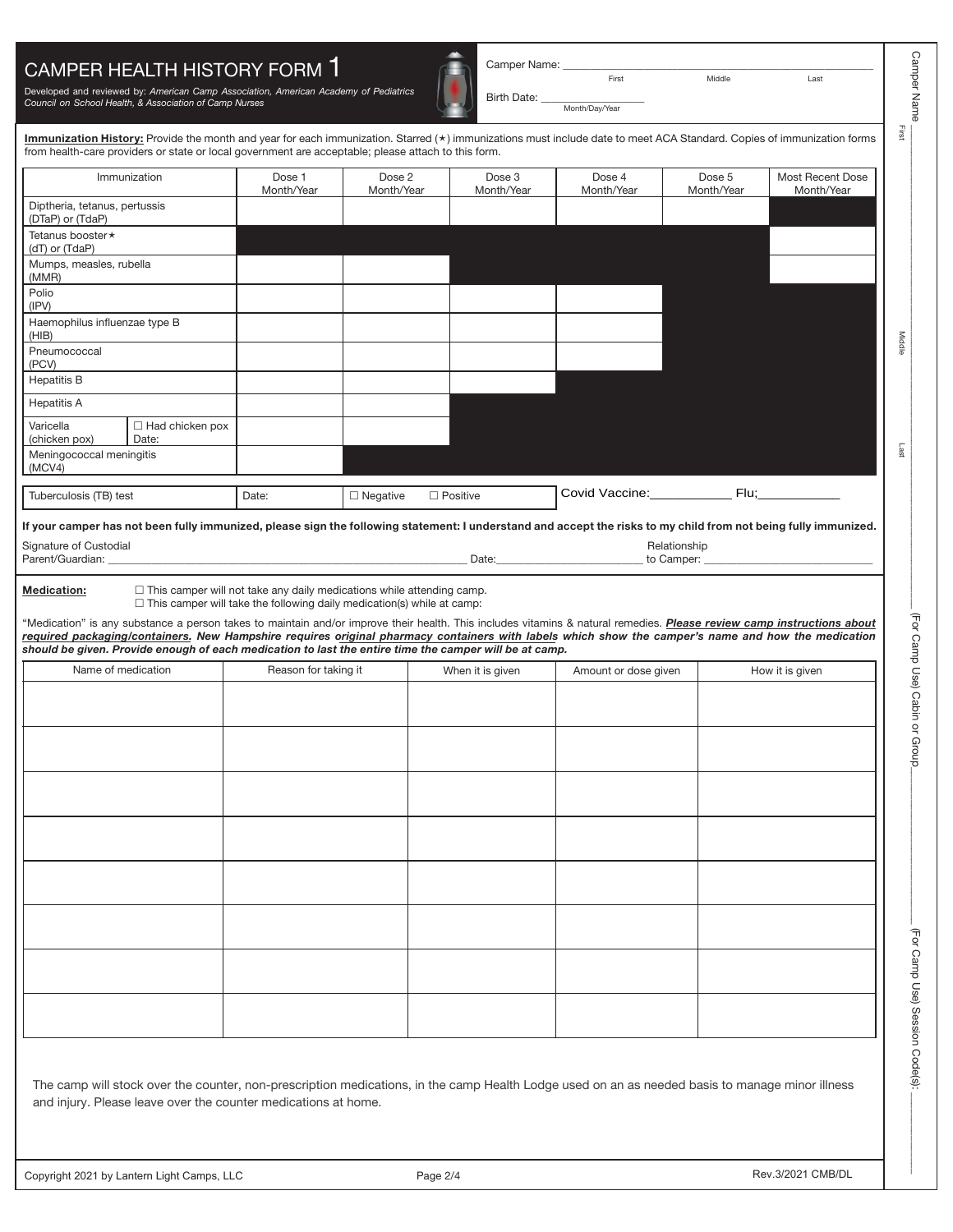# CAMPER HEALTH HISTORY FORM 1

Developed and reviewed by: *American Camp Association, American Academy of Pediatrics Council on School Health, & Association of Camp Nurses*

Camper Name: ______________________________________________
First Middle Last

Birth Date: ____________________
Month/Day/Year

**Immunization History:** Provide the month and year for each immunization. Starred (★) immunizations must include date to meet ACA Standard. Copies of immunization forms from health-care providers or state or local government are acceptable; please attach to this form.

| Immunization | | Dose 1 Month/Year | Dose 2 Month/Year | Dose 3 Month/Year | Dose 4 Month/Year | Dose 5 Month/Year | Most Recent Dose Month/Year |
|---|---|---|---|---|---|---|---|
| Diptheria, tetanus, pertussis (DTaP) or (TdaP) | | | | | | | |
| Tetanus booster★ (dT) or (TdaP) | | | | | | | |
| Mumps, measles, rubella (MMR) | | | | | | | |
| Polio (IPV) | | | | | | | |
| Haemophilus influenzae type B (HIB) | | | | | | | |
| Pneumococcal (PCV) | | | | | | | |
| Hepatitis B | | | | | | | |
| Hepatitis A | | | | | | | |
| Varicella (chicken pox) | ☐ Had chicken pox Date: | | | | | | |
| Meningococcal meningitis (MCV4) | | | | | | | |

| Tuberculosis (TB) test | Date: | ☐ Negative ☐ Positive | Covid Vaccine:___________ Flu:___________ |
|---|---|---|---|

**If your camper has not been fully immunized, please sign the following statement: I understand and accept the risks to my child from not being fully immunized.**

Signature of Custodial Parent/Guardian: ______________________________ Date:____________ Relationship to Camper: ______________

**Medication:** ☐ This camper will not take any daily medications while attending camp.
☐ This camper will take the following daily medication(s) while at camp:

"Medication" is any substance a person takes to maintain and/or improve their health. This includes vitamins & natural remedies. ***Please review camp instructions about required packaging/containers. New Hampshire requires original pharmacy containers with labels which show the camper's name and how the medication should be given. Provide enough of each medication to last the entire time the camper will be at camp.***

| Name of medication | Reason for taking it | When it is given | Amount or dose given | How it is given |
|---|---|---|---|---|
| | | | | |
| | | | | |
| | | | | |
| | | | | |
| | | | | |
| | | | | |
| | | | | |
| | | | | |

The camp will stock over the counter, non-prescription medications, in the camp Health Lodge used on an as needed basis to manage minor illness and injury. Please leave over the counter medications at home.

Camper Name ______________ First ______________ Middle ______________ Last

______________ (For Camp Use) Cabin or Group

______________ (For Camp Use) Session Code(s):

Copyright 2021 by Lantern Light Camps, LLC

Rev.3/2021 CMB/DL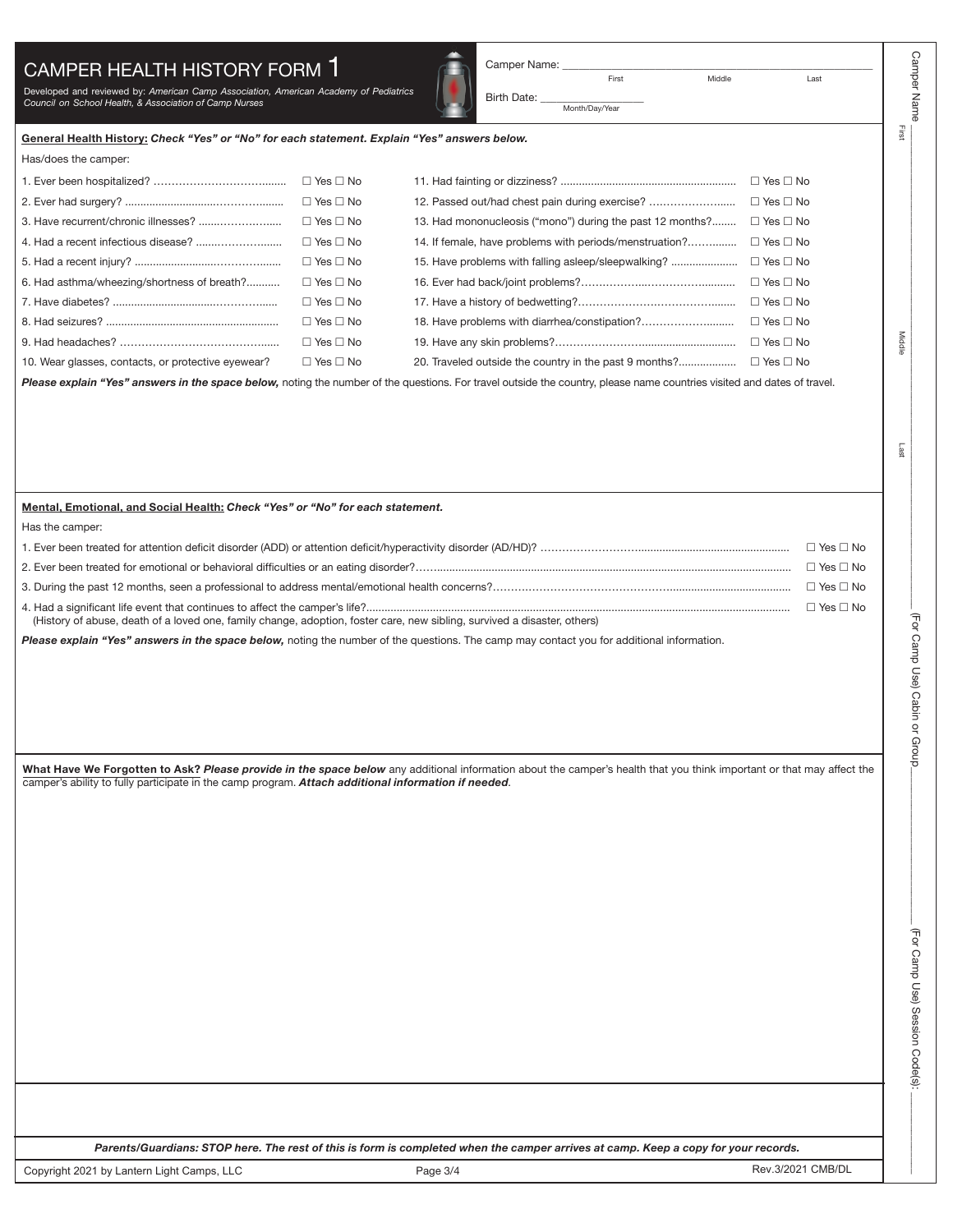# CAMPER HEALTH HISTORY FORM 1

Developed and reviewed by: *American Camp Association, American Academy of Pediatrics Council on School Health, & Association of Camp Nurses*

Camper Name: ________________________________________
First Middle Last

Birth Date: ____________________
Month/Day/Year

**General Health History:** ***Check "Yes" or "No" for each statement. Explain "Yes" answers below.***

Has/does the camper:

| | |
|---|---|
| 1. Ever been hospitalized? | ☐ Yes ☐ No |
| 2. Ever had surgery? | ☐ Yes ☐ No |
| 3. Have recurrent/chronic illnesses? | ☐ Yes ☐ No |
| 4. Had a recent infectious disease? | ☐ Yes ☐ No |
| 5. Had a recent injury? | ☐ Yes ☐ No |
| 6. Had asthma/wheezing/shortness of breath? | ☐ Yes ☐ No |
| 7. Have diabetes? | ☐ Yes ☐ No |
| 8. Had seizures? | ☐ Yes ☐ No |
| 9. Had headaches? | ☐ Yes ☐ No |
| 10. Wear glasses, contacts, or protective eyewear? | ☐ Yes ☐ No |
| 11. Had fainting or dizziness? | ☐ Yes ☐ No |
| 12. Passed out/had chest pain during exercise? | ☐ Yes ☐ No |
| 13. Had mononucleosis ("mono") during the past 12 months? | ☐ Yes ☐ No |
| 14. If female, have problems with periods/menstruation? | ☐ Yes ☐ No |
| 15. Have problems with falling asleep/sleepwalking? | ☐ Yes ☐ No |
| 16. Ever had back/joint problems? | ☐ Yes ☐ No |
| 17. Have a history of bedwetting? | ☐ Yes ☐ No |
| 18. Have problems with diarrhea/constipation? | ☐ Yes ☐ No |
| 19. Have any skin problems? | ☐ Yes ☐ No |
| 20. Traveled outside the country in the past 9 months? | ☐ Yes ☐ No |

***Please explain "Yes" answers in the space below,*** noting the number of the questions. For travel outside the country, please name countries visited and dates of travel.

**Mental, Emotional, and Social Health:** ***Check "Yes" or "No" for each statement.***

Has the camper:

| | |
|---|---|
| 1. Ever been treated for attention deficit disorder (ADD) or attention deficit/hyperactivity disorder (AD/HD)? | ☐ Yes ☐ No |
| 2. Ever been treated for emotional or behavioral difficulties or an eating disorder? | ☐ Yes ☐ No |
| 3. During the past 12 months, seen a professional to address mental/emotional health concerns? | ☐ Yes ☐ No |
| 4. Had a significant life event that continues to affect the camper's life? (History of abuse, death of a loved one, family change, adoption, foster care, new sibling, survived a disaster, others) | ☐ Yes ☐ No |

***Please explain "Yes" answers in the space below,*** noting the number of the questions. The camp may contact you for additional information.

**What Have We Forgotten to Ask?** ***Please provide in the space below*** any additional information about the camper's health that you think important or that may affect the camper's ability to fully participate in the camp program. ***Attach additional information if needed.***

***Parents/Guardians: STOP here. The rest of this is form is completed when the camper arrives at camp. Keep a copy for your records.***

Copyright 2021 by Lantern Light Camps, LLC — Rev.3/2021 CMB/DL

Camper Name ______ First ______ Middle ______ Last ______

(For Camp Use) Cabin or Group ______

(For Camp Use) Session Code(s): ______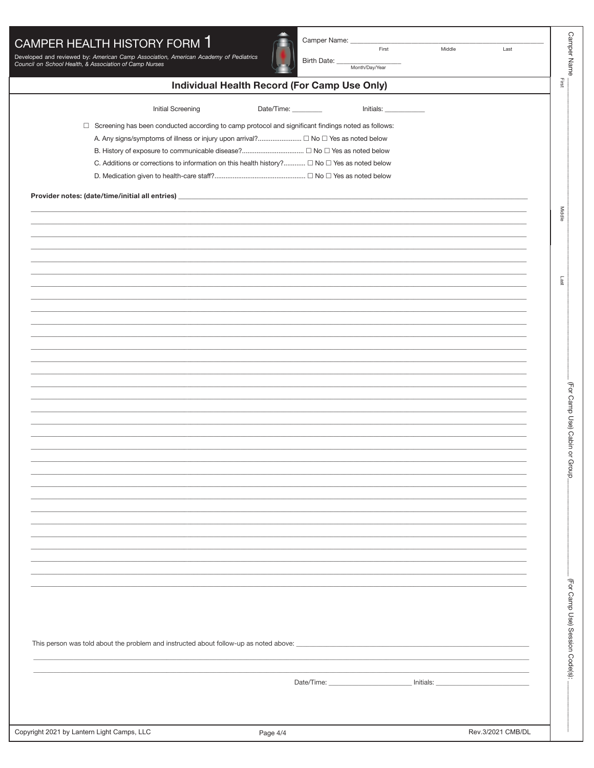# CAMPER HEALTH HISTORY FORM 1

Developed and reviewed by: *American Camp Association, American Academy of Pediatrics Council on School Health, & Association of Camp Nurses*

Camper Name: ______________________________ First Middle Last

Birth Date: ______________ Month/Day/Year

## Individual Health Record (For Camp Use Only)

Initial Screening Date/Time: ________ Initials: ___________

☐ Screening has been conducted according to camp protocol and significant findings noted as follows:

A. Any signs/symptoms of illness or injury upon arrival?........................ ☐ No ☐ Yes as noted below

B. History of exposure to communicable disease?................................. ☐ No ☐ Yes as noted below

C. Additions or corrections to information on this health history?........... ☐ No ☐ Yes as noted below

D. Medication given to health-care staff?................................................. ☐ No ☐ Yes as noted below

**Provider notes: (date/time/initial all entries)** ______________________________

This person was told about the problem and instructed about follow-up as noted above: ______________________________

Date/Time: ______________________ Initials: ________________________

Copyright 2021 by Lantern Light Camps, LLC

Rev.3/2021 CMB/DL

Camper Name ______________________________ First Middle Last ______ (For Camp Use) Cabin or Group______ (For Camp Use) Session Code(s): ______